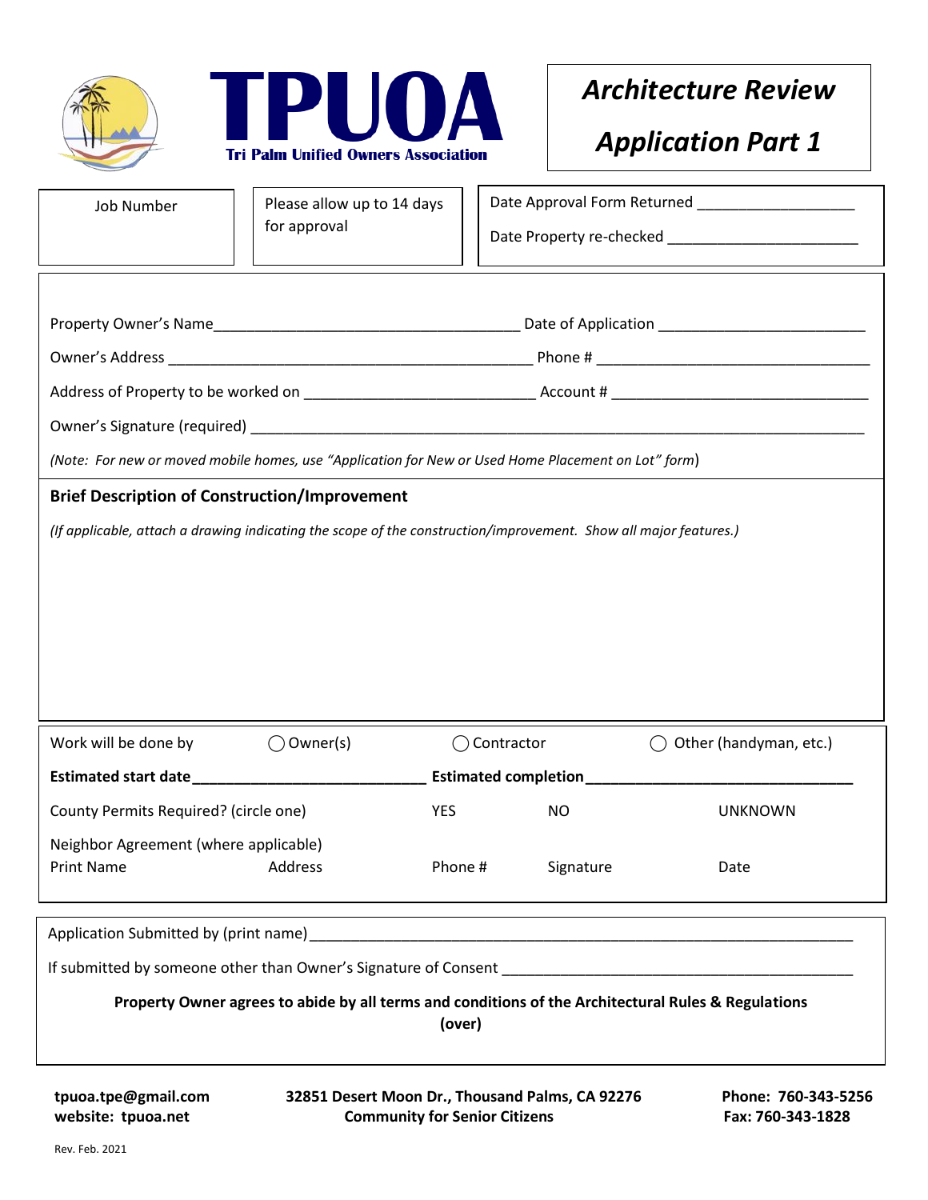# TPUOA

**Tri Palm Unified Owners Association**

## *Architecture Review Application Part 1*

| Job Number | Please allow up to 14 days for approval | Date Approval Form Returned ___________________<br>Date Property re-checked _______________________ |
|---|---|---|

Property Owner's Name____________________________________ Date of Application ________________________

Owner's Address ____________________________________________ Phone # _________________________________

Address of Property to be worked on ___________________________ Account # ______________________________

Owner's Signature (required) __________________________________________________________________________

*(Note: For new or moved mobile homes, use "Application for New or Used Home Placement on Lot" form)*

**Brief Description of Construction/Improvement**

*(If applicable, attach a drawing indicating the scope of the construction/improvement. Show all major features.)*

Work will be done by ◯ Owner(s) ◯ Contractor ◯ Other (handyman, etc.)

**Estimated start date**___________________________ **Estimated completion**________________________________

County Permits Required? (circle one) YES NO UNKNOWN

Neighbor Agreement (where applicable)

| Print Name | Address | Phone # | Signature | Date |
|---|---|---|---|---|

Application Submitted by (print name) __________________________________________________________________

If submitted by someone other than Owner's Signature of Consent __________________________________________

**Property Owner agrees to abide by all terms and conditions of the Architectural Rules & Regulations (over)**

**tpuoa.tpe@gmail.com**
**website: tpuoa.net**

**32851 Desert Moon Dr., Thousand Palms, CA 92276**
**Community for Senior Citizens**

**Phone: 760-343-5256**
**Fax: 760-343-1828**

Rev. Feb. 2021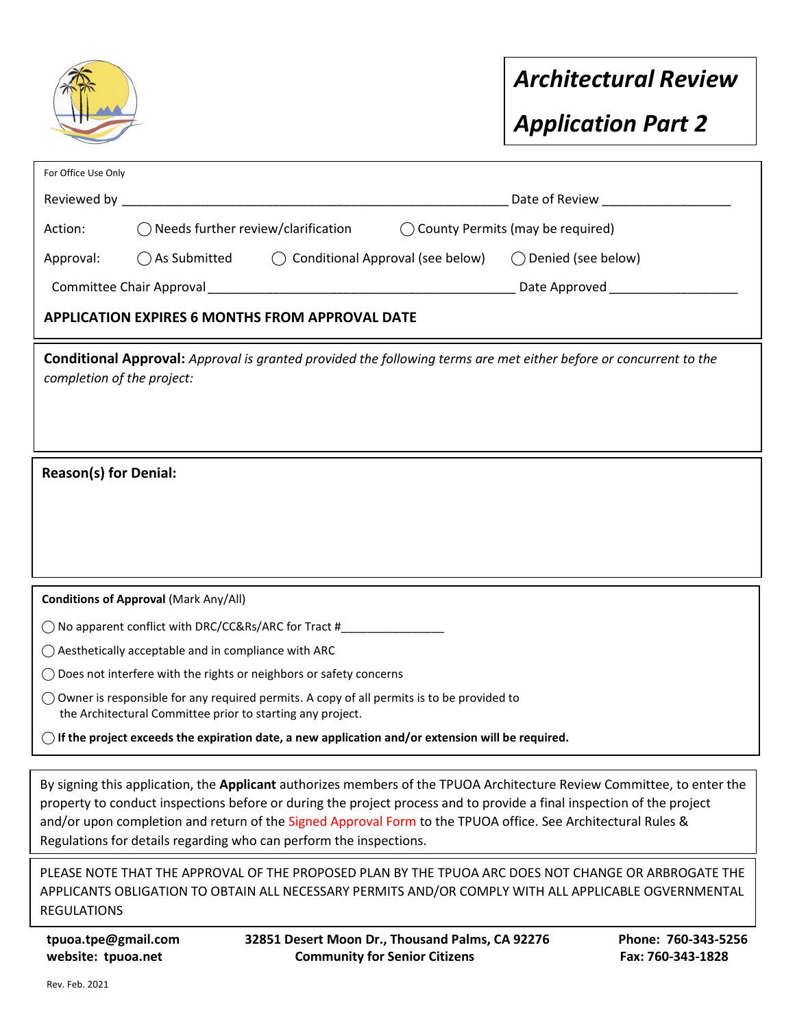# Architectural Review Application Part 2

For Office Use Only

Reviewed by _______________________________________________ Date of Review _______________

Action: ◯ Needs further review/clarification ◯ County Permits (may be required)

Approval: ◯ As Submitted ◯ Conditional Approval (see below) ◯ Denied (see below)

Committee Chair Approval ______________________________________ Date Approved _______________

**APPLICATION EXPIRES 6 MONTHS FROM APPROVAL DATE**

**Conditional Approval:** *Approval is granted provided the following terms are met either before or concurrent to the completion of the project:*

**Reason(s) for Denial:**

**Conditions of Approval** (Mark Any/All)

◯ No apparent conflict with DRC/CC&Rs/ARC for Tract #_______________

◯ Aesthetically acceptable and in compliance with ARC

◯ Does not interfere with the rights or neighbors or safety concerns

◯ Owner is responsible for any required permits. A copy of all permits is to be provided to the Architectural Committee prior to starting any project.

◯ **If the project exceeds the expiration date, a new application and/or extension will be required.**

By signing this application, the **Applicant** authorizes members of the TPUOA Architecture Review Committee, to enter the property to conduct inspections before or during the project process and to provide a final inspection of the project and/or upon completion and return of the Signed Approval Form to the TPUOA office. See Architectural Rules & Regulations for details regarding who can perform the inspections.

PLEASE NOTE THAT THE APPROVAL OF THE PROPOSED PLAN BY THE TPUOA ARC DOES NOT CHANGE OR ARBROGATE THE APPLICANTS OBLIGATION TO OBTAIN ALL NECESSARY PERMITS AND/OR COMPLY WITH ALL APPLICABLE OGVERNMENTAL REGULATIONS

**tpuoa.tpe@gmail.com**
**website: tpuoa.net**

**32851 Desert Moon Dr., Thousand Palms, CA 92276**
**Community for Senior Citizens**

**Phone: 760-343-5256**
**Fax: 760-343-1828**

Rev. Feb. 2021